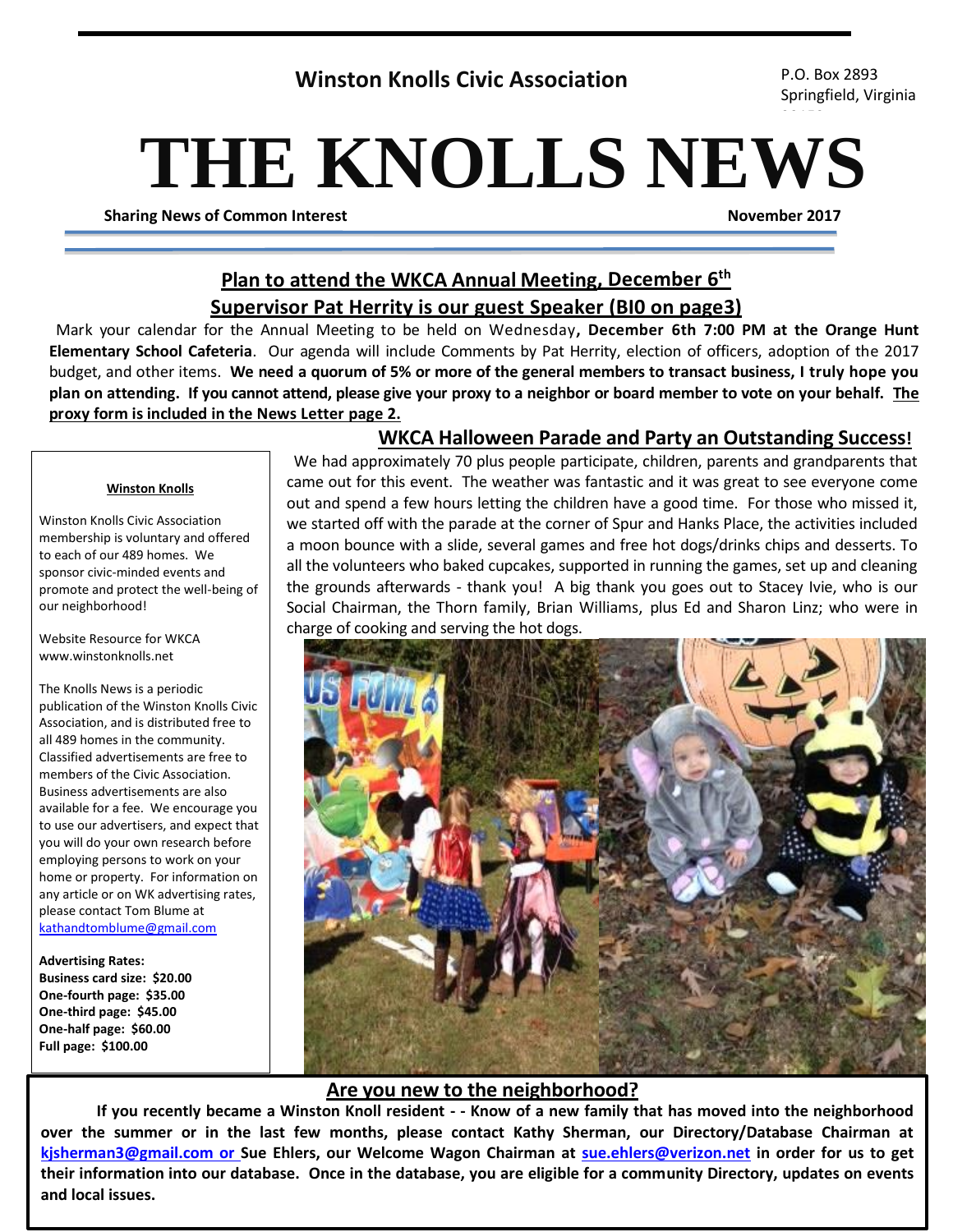Winston Knolls Civic Association

P.O. Box 2893
Springfield, Virginia

# THE KNOLLS NEWS

**Sharing News of Common Interest** **November 2017**

## Plan to attend the WKCA Annual Meeting, December 6th
## Supervisor Pat Herrity is our guest Speaker (BI0 on page3)

Mark your calendar for the Annual Meeting to be held on Wednesday**, December 6th 7:00 PM at the Orange Hunt Elementary School Cafeteria**. Our agenda will include Comments by Pat Herrity, election of officers, adoption of the 2017 budget, and other items. **We need a quorum of 5% or more of the general members to transact business, I truly hope you plan on attending. If you cannot attend, please give your proxy to a neighbor or board member to vote on your behalf. The proxy form is included in the News Letter page 2.**

**Winston Knolls**

Winston Knolls Civic Association membership is voluntary and offered to each of our 489 homes. We sponsor civic-minded events and promote and protect the well-being of our neighborhood!

Website Resource for WKCA
www.winstonknolls.net

The Knolls News is a periodic publication of the Winston Knolls Civic Association, and is distributed free to all 489 homes in the community. Classified advertisements are free to members of the Civic Association. Business advertisements are also available for a fee. We encourage you to use our advertisers, and expect that you will do your own research before employing persons to work on your home or property. For information on any article or on WK advertising rates, please contact Tom Blume at kathandtomblume@gmail.com

**Advertising Rates:**
**Business card size: $20.00**
**One-fourth page: $35.00**
**One-third page: $45.00**
**One-half page: $60.00**
**Full page: $100.00**

## WKCA Halloween Parade and Party an Outstanding Success!

We had approximately 70 plus people participate, children, parents and grandparents that came out for this event. The weather was fantastic and it was great to see everyone come out and spend a few hours letting the children have a good time. For those who missed it, we started off with the parade at the corner of Spur and Hanks Place, the activities included a moon bounce with a slide, several games and free hot dogs/drinks chips and desserts. To all the volunteers who baked cupcakes, supported in running the games, set up and cleaning the grounds afterwards - thank you! A big thank you goes out to Stacey Ivie, who is our Social Chairman, the Thorn family, Brian Williams, plus Ed and Sharon Linz; who were in charge of cooking and serving the hot dogs.

## Are you new to the neighborhood?

**If you recently became a Winston Knoll resident - - Know of a new family that has moved into the neighborhood over the summer or in the last few months, please contact Kathy Sherman, our Directory/Database Chairman at kjsherman3@gmail.com or Sue Ehlers, our Welcome Wagon Chairman at sue.ehlers@verizon.net in order for us to get their information into our database. Once in the database, you are eligible for a community Directory, updates on events and local issues.**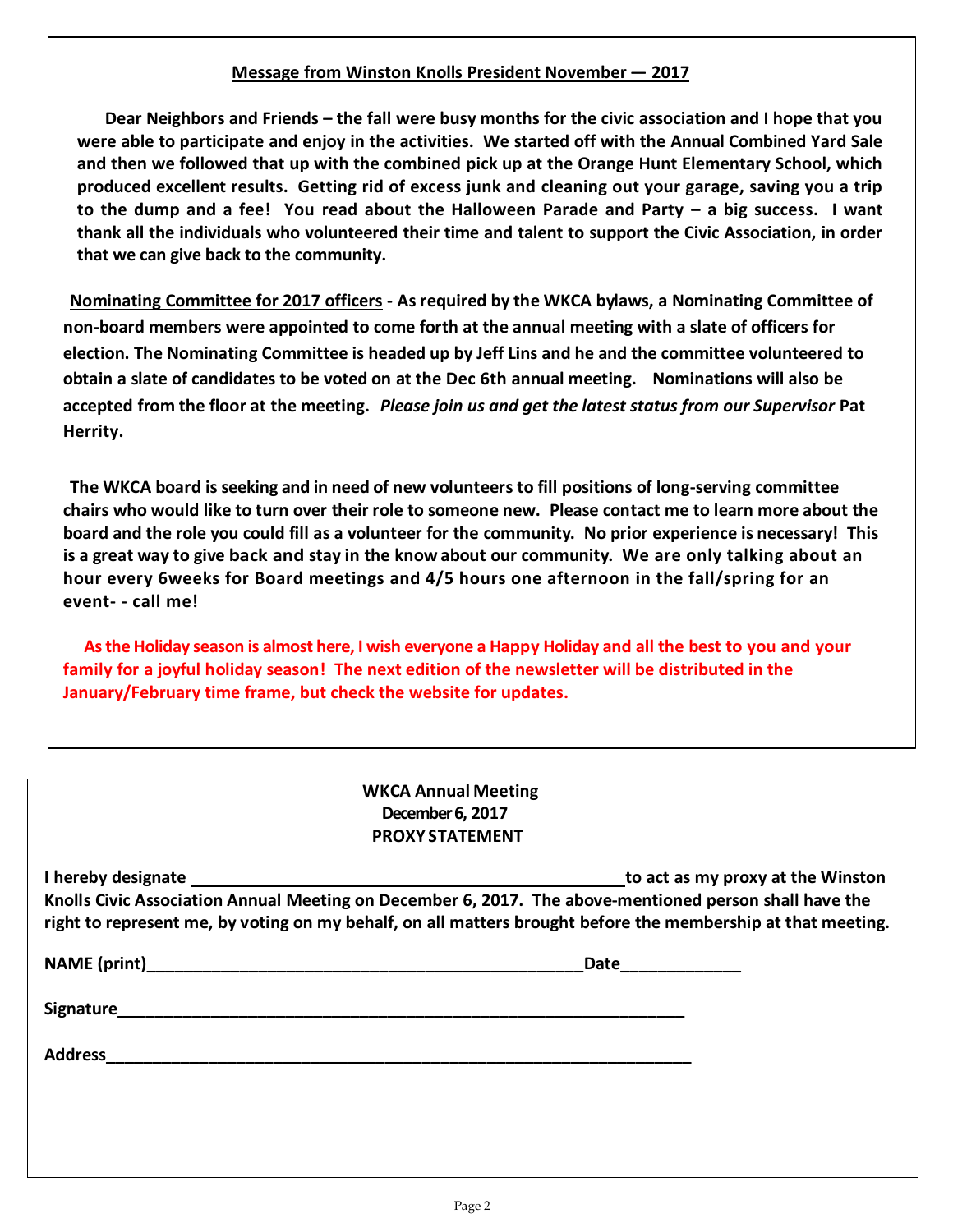## Message from Winston Knolls President November — 2017

**Dear Neighbors and Friends – the fall were busy months for the civic association and I hope that you were able to participate and enjoy in the activities. We started off with the Annual Combined Yard Sale and then we followed that up with the combined pick up at the Orange Hunt Elementary School, which produced excellent results. Getting rid of excess junk and cleaning out your garage, saving you a trip to the dump and a fee! You read about the Halloween Parade and Party – a big success. I want thank all the individuals who volunteered their time and talent to support the Civic Association, in order that we can give back to the community.**

**Nominating Committee for 2017 officers - As required by the WKCA bylaws, a Nominating Committee of non-board members were appointed to come forth at the annual meeting with a slate of officers for election. The Nominating Committee is headed up by Jeff Lins and he and the committee volunteered to obtain a slate of candidates to be voted on at the Dec 6th annual meeting. Nominations will also be accepted from the floor at the meeting.** ***Please join us and get the latest status from our Supervisor*** **Pat Herrity.**

**The WKCA board is seeking and in need of new volunteers to fill positions of long-serving committee chairs who would like to turn over their role to someone new. Please contact me to learn more about the board and the role you could fill as a volunteer for the community. No prior experience is necessary! This is a great way to give back and stay in the know about our community. We are only talking about an hour every 6weeks for Board meetings and 4/5 hours one afternoon in the fall/spring for an event- - call me!**

**As the Holiday season is almost here, I wish everyone a Happy Holiday and all the best to you and your family for a joyful holiday season! The next edition of the newsletter will be distributed in the January/February time frame, but check the website for updates.**

---

**WKCA Annual Meeting**
**December 6, 2017**
**PROXY STATEMENT**

**I hereby designate ________________________________________ to act as my proxy at the Winston Knolls Civic Association Annual Meeting on December 6, 2017. The above-mentioned person shall have the right to represent me, by voting on my behalf, on all matters brought before the membership at that meeting.**

**NAME (print)________________________________________ Date____________**

**Signature______________________________________________________**

**Address_______________________________________________________**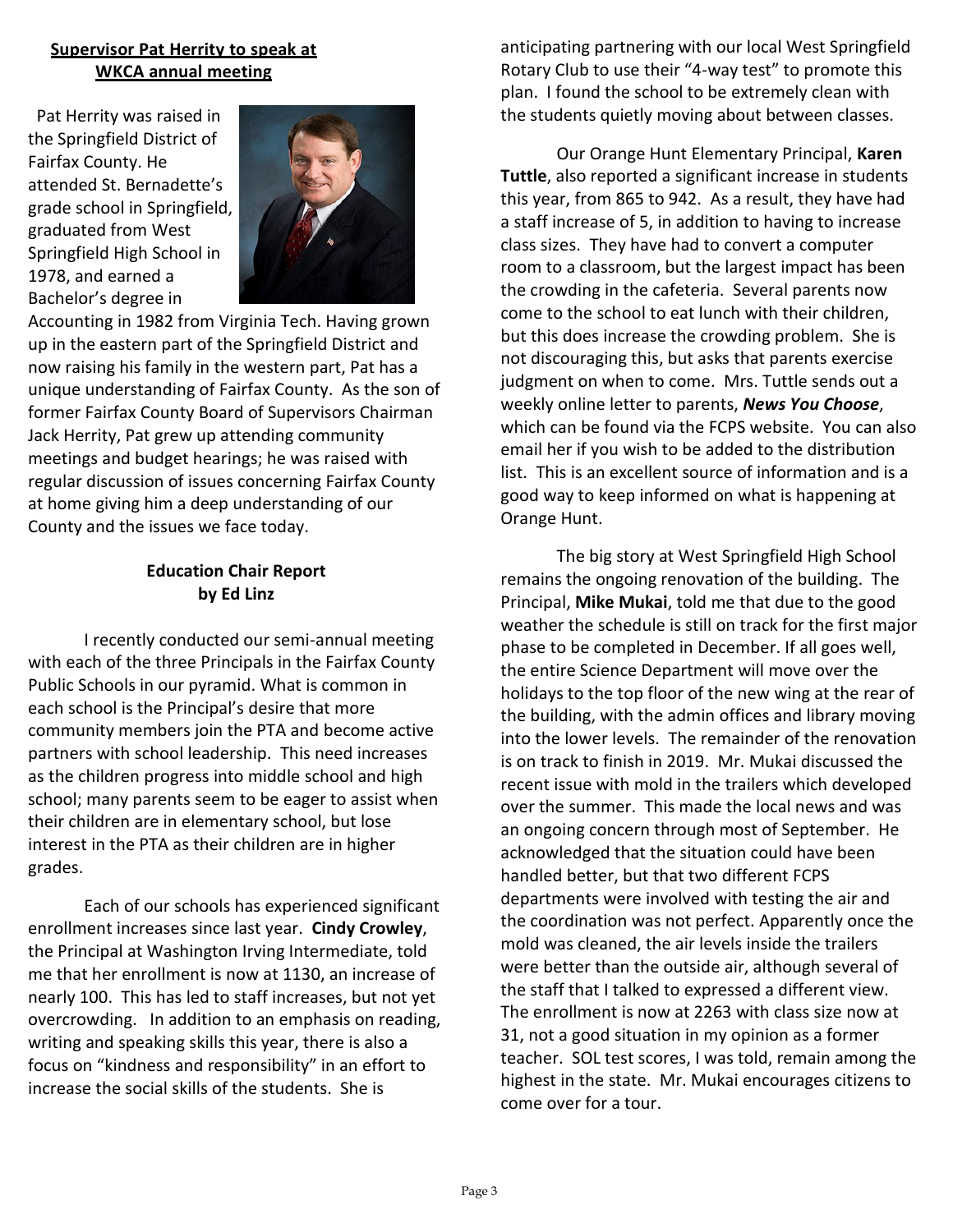**Supervisor Pat Herrity to speak at WKCA annual meeting**

Pat Herrity was raised in the Springfield District of Fairfax County. He attended St. Bernadette's grade school in Springfield, graduated from West Springfield High School in 1978, and earned a Bachelor's degree in Accounting in 1982 from Virginia Tech. Having grown up in the eastern part of the Springfield District and now raising his family in the western part, Pat has a unique understanding of Fairfax County. As the son of former Fairfax County Board of Supervisors Chairman Jack Herrity, Pat grew up attending community meetings and budget hearings; he was raised with regular discussion of issues concerning Fairfax County at home giving him a deep understanding of our County and the issues we face today.

**Education Chair Report**
**by Ed Linz**

I recently conducted our semi-annual meeting with each of the three Principals in the Fairfax County Public Schools in our pyramid. What is common in each school is the Principal's desire that more community members join the PTA and become active partners with school leadership. This need increases as the children progress into middle school and high school; many parents seem to be eager to assist when their children are in elementary school, but lose interest in the PTA as their children are in higher grades.

Each of our schools has experienced significant enrollment increases since last year. **Cindy Crowley**, the Principal at Washington Irving Intermediate, told me that her enrollment is now at 1130, an increase of nearly 100. This has led to staff increases, but not yet overcrowding. In addition to an emphasis on reading, writing and speaking skills this year, there is also a focus on "kindness and responsibility" in an effort to increase the social skills of the students. She is anticipating partnering with our local West Springfield Rotary Club to use their "4-way test" to promote this plan. I found the school to be extremely clean with the students quietly moving about between classes.

Our Orange Hunt Elementary Principal, **Karen Tuttle**, also reported a significant increase in students this year, from 865 to 942. As a result, they have had a staff increase of 5, in addition to having to increase class sizes. They have had to convert a computer room to a classroom, but the largest impact has been the crowding in the cafeteria. Several parents now come to the school to eat lunch with their children, but this does increase the crowding problem. She is not discouraging this, but asks that parents exercise judgment on when to come. Mrs. Tuttle sends out a weekly online letter to parents, ***News You Choose***, which can be found via the FCPS website. You can also email her if you wish to be added to the distribution list. This is an excellent source of information and is a good way to keep informed on what is happening at Orange Hunt.

The big story at West Springfield High School remains the ongoing renovation of the building. The Principal, **Mike Mukai**, told me that due to the good weather the schedule is still on track for the first major phase to be completed in December. If all goes well, the entire Science Department will move over the holidays to the top floor of the new wing at the rear of the building, with the admin offices and library moving into the lower levels. The remainder of the renovation is on track to finish in 2019. Mr. Mukai discussed the recent issue with mold in the trailers which developed over the summer. This made the local news and was an ongoing concern through most of September. He acknowledged that the situation could have been handled better, but that two different FCPS departments were involved with testing the air and the coordination was not perfect. Apparently once the mold was cleaned, the air levels inside the trailers were better than the outside air, although several of the staff that I talked to expressed a different view. The enrollment is now at 2263 with class size now at 31, not a good situation in my opinion as a former teacher. SOL test scores, I was told, remain among the highest in the state. Mr. Mukai encourages citizens to come over for a tour.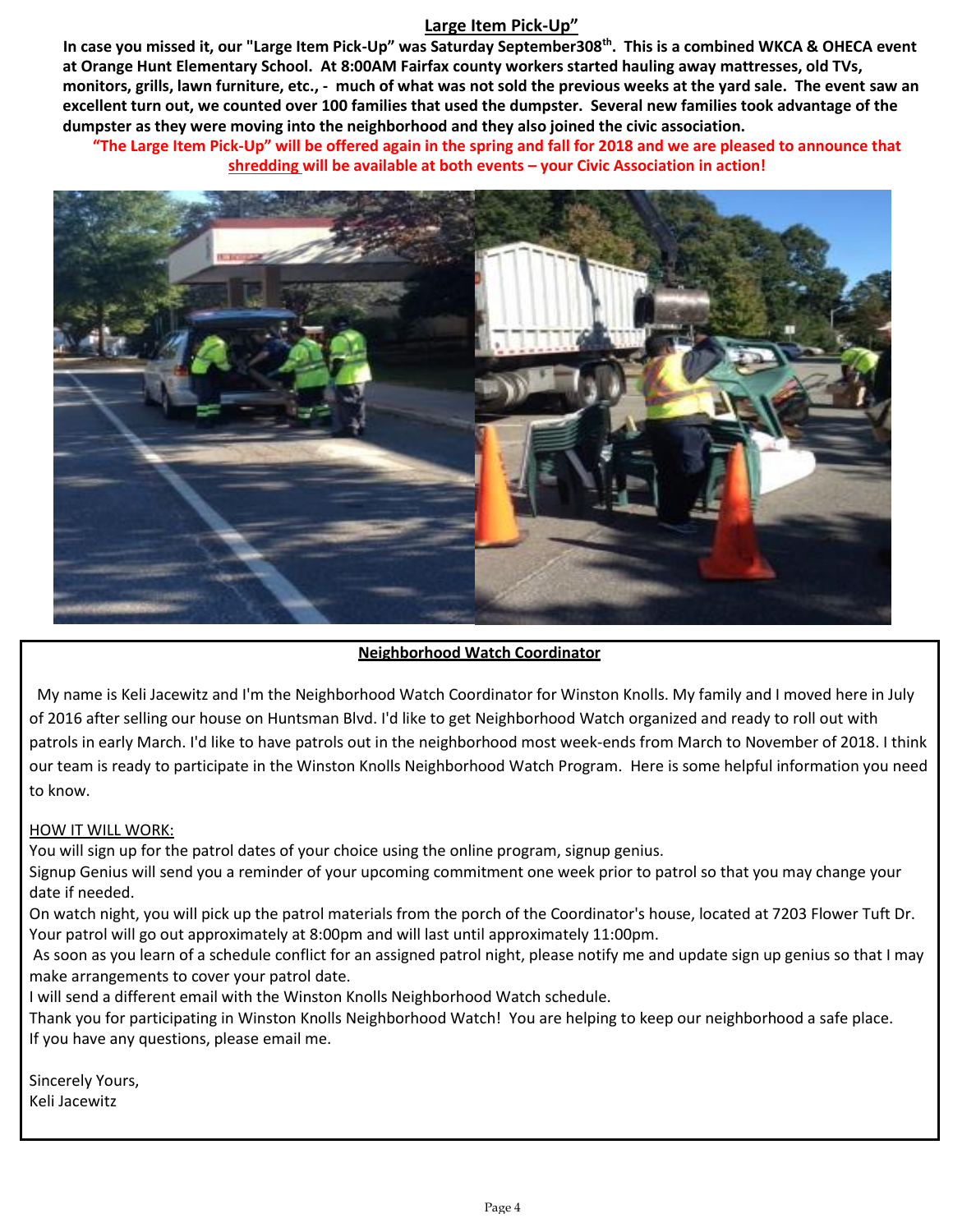## Large Item Pick-Up"

**In case you missed it, our "Large Item Pick-Up" was Saturday September308th. This is a combined WKCA & OHECA event at Orange Hunt Elementary School. At 8:00AM Fairfax county workers started hauling away mattresses, old TVs, monitors, grills, lawn furniture, etc., - much of what was not sold the previous weeks at the yard sale. The event saw an excellent turn out, we counted over 100 families that used the dumpster. Several new families took advantage of the dumpster as they were moving into the neighborhood and they also joined the civic association.**

**"The Large Item Pick-Up" will be offered again in the spring and fall for 2018 and we are pleased to announce that shredding will be available at both events – your Civic Association in action!**

## Neighborhood Watch Coordinator

My name is Keli Jacewitz and I'm the Neighborhood Watch Coordinator for Winston Knolls. My family and I moved here in July of 2016 after selling our house on Huntsman Blvd. I'd like to get Neighborhood Watch organized and ready to roll out with patrols in early March. I'd like to have patrols out in the neighborhood most week-ends from March to November of 2018. I think our team is ready to participate in the Winston Knolls Neighborhood Watch Program. Here is some helpful information you need to know.

HOW IT WILL WORK:

You will sign up for the patrol dates of your choice using the online program, signup genius.

Signup Genius will send you a reminder of your upcoming commitment one week prior to patrol so that you may change your date if needed.

On watch night, you will pick up the patrol materials from the porch of the Coordinator's house, located at 7203 Flower Tuft Dr. Your patrol will go out approximately at 8:00pm and will last until approximately 11:00pm.

As soon as you learn of a schedule conflict for an assigned patrol night, please notify me and update sign up genius so that I may make arrangements to cover your patrol date.

I will send a different email with the Winston Knolls Neighborhood Watch schedule.

Thank you for participating in Winston Knolls Neighborhood Watch! You are helping to keep our neighborhood a safe place.

If you have any questions, please email me.

Sincerely Yours,

Keli Jacewitz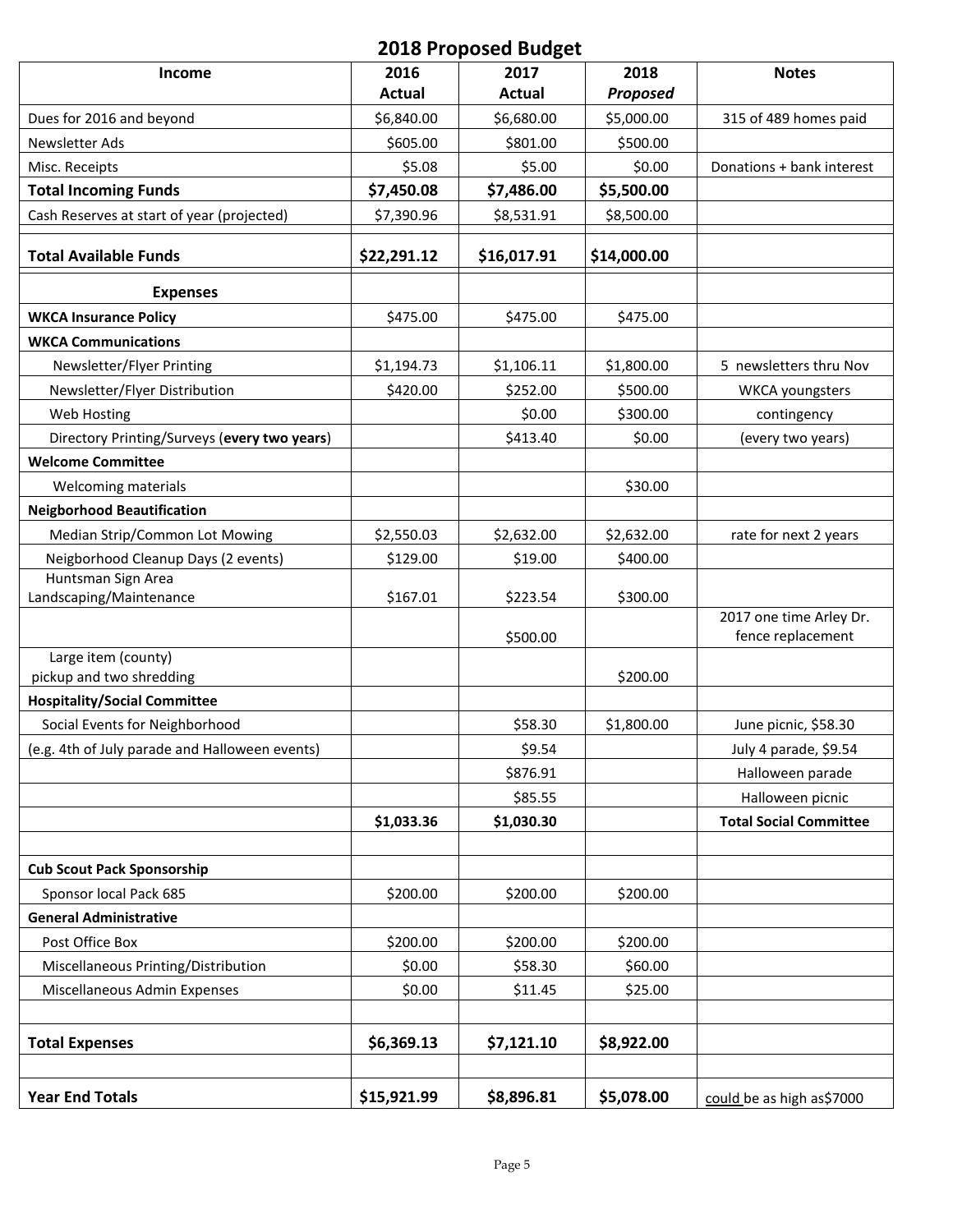# 2018 Proposed Budget

| Income | 2016 Actual | 2017 Actual | 2018 *Proposed* | Notes |
|---|---|---|---|---|
| Dues for 2016 and beyond | $6,840.00 | $6,680.00 | $5,000.00 | 315 of 489 homes paid |
| Newsletter Ads | $605.00 | $801.00 | $500.00 | |
| Misc. Receipts | $5.08 | $5.00 | $0.00 | Donations + bank interest |
| **Total Incoming Funds** | **$7,450.08** | **$7,486.00** | **$5,500.00** | |
| Cash Reserves at start of year (projected) | $7,390.96 | $8,531.91 | $8,500.00 | |
| **Total Available Funds** | **$22,291.12** | **$16,017.91** | **$14,000.00** | |
| **Expenses** | | | | |
| **WKCA Insurance Policy** | $475.00 | $475.00 | $475.00 | |
| **WKCA Communications** | | | | |
| Newsletter/Flyer Printing | $1,194.73 | $1,106.11 | $1,800.00 | 5 newsletters thru Nov |
| Newsletter/Flyer Distribution | $420.00 | $252.00 | $500.00 | WKCA youngsters |
| Web Hosting | | $0.00 | $300.00 | contingency |
| Directory Printing/Surveys (**every two years**) | | $413.40 | $0.00 | (every two years) |
| **Welcome Committee** | | | | |
| Welcoming materials | | | $30.00 | |
| **Neigborhood Beautification** | | | | |
| Median Strip/Common Lot Mowing | $2,550.03 | $2,632.00 | $2,632.00 | rate for next 2 years |
| Neigborhood Cleanup Days (2 events) | $129.00 | $19.00 | $400.00 | |
| Huntsman Sign Area Landscaping/Maintenance | $167.01 | $223.54 | $300.00 | |
| | | $500.00 | | 2017 one time Arley Dr. fence replacement |
| Large item (county) pickup and two shredding | | | $200.00 | |
| **Hospitality/Social Committee** | | | | |
| Social Events for Neighborhood | | $58.30 | $1,800.00 | June picnic, $58.30 |
| (e.g. 4th of July parade and Halloween events) | | $9.54 | | July 4 parade, $9.54 |
| | | $876.91 | | Halloween parade |
| | | $85.55 | | Halloween picnic |
| | **$1,033.36** | **$1,030.30** | | **Total Social Committee** |
| | | | | |
| **Cub Scout Pack Sponsorship** | | | | |
| Sponsor local Pack 685 | $200.00 | $200.00 | $200.00 | |
| **General Administrative** | | | | |
| Post Office Box | $200.00 | $200.00 | $200.00 | |
| Miscellaneous Printing/Distribution | $0.00 | $58.30 | $60.00 | |
| Miscellaneous Admin Expenses | $0.00 | $11.45 | $25.00 | |
| | | | | |
| **Total Expenses** | **$6,369.13** | **$7,121.10** | **$8,922.00** | |
| | | | | |
| **Year End Totals** | **$15,921.99** | **$8,896.81** | **$5,078.00** | could be as high as$7000 |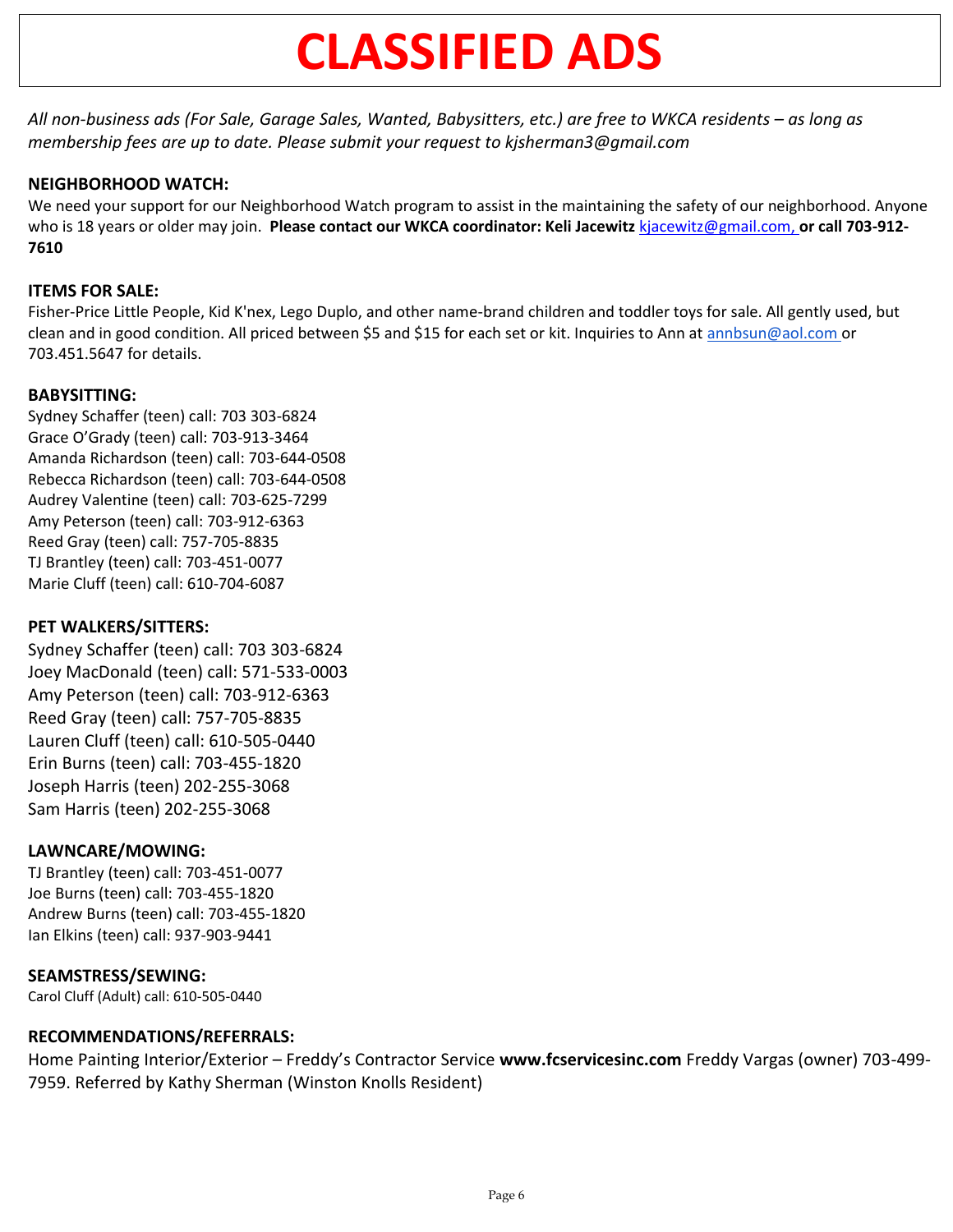# CLASSIFIED ADS

*All non-business ads (For Sale, Garage Sales, Wanted, Babysitters, etc.) are free to WKCA residents – as long as membership fees are up to date. Please submit your request to kjsherman3@gmail.com*

**NEIGHBORHOOD WATCH:**

We need your support for our Neighborhood Watch program to assist in the maintaining the safety of our neighborhood. Anyone who is 18 years or older may join. **Please contact our WKCA coordinator: Keli Jacewitz** kjacewitz@gmail.com, **or call 703-912-7610**

**ITEMS FOR SALE:**

Fisher-Price Little People, Kid K'nex, Lego Duplo, and other name-brand children and toddler toys for sale. All gently used, but clean and in good condition. All priced between $5 and $15 for each set or kit. Inquiries to Ann at annbsun@aol.com or 703.451.5647 for details.

**BABYSITTING:**

Sydney Schaffer (teen) call: 703 303-6824
Grace O'Grady (teen) call: 703-913-3464
Amanda Richardson (teen) call: 703-644-0508
Rebecca Richardson (teen) call: 703-644-0508
Audrey Valentine (teen) call: 703-625-7299
Amy Peterson (teen) call: 703-912-6363
Reed Gray (teen) call: 757-705-8835
TJ Brantley (teen) call: 703-451-0077
Marie Cluff (teen) call: 610-704-6087

**PET WALKERS/SITTERS:**

Sydney Schaffer (teen) call: 703 303-6824
Joey MacDonald (teen) call: 571-533-0003
Amy Peterson (teen) call: 703-912-6363
Reed Gray (teen) call: 757-705-8835
Lauren Cluff (teen) call: 610-505-0440
Erin Burns (teen) call: 703-455-1820
Joseph Harris (teen) 202-255-3068
Sam Harris (teen) 202-255-3068

**LAWNCARE/MOWING:**

TJ Brantley (teen) call: 703-451-0077
Joe Burns (teen) call: 703-455-1820
Andrew Burns (teen) call: 703-455-1820
Ian Elkins (teen) call: 937-903-9441

**SEAMSTRESS/SEWING:**

Carol Cluff (Adult) call: 610-505-0440

**RECOMMENDATIONS/REFERRALS:**

Home Painting Interior/Exterior – Freddy's Contractor Service **www.fcservicesinc.com** Freddy Vargas (owner) 703-499-7959. Referred by Kathy Sherman (Winston Knolls Resident)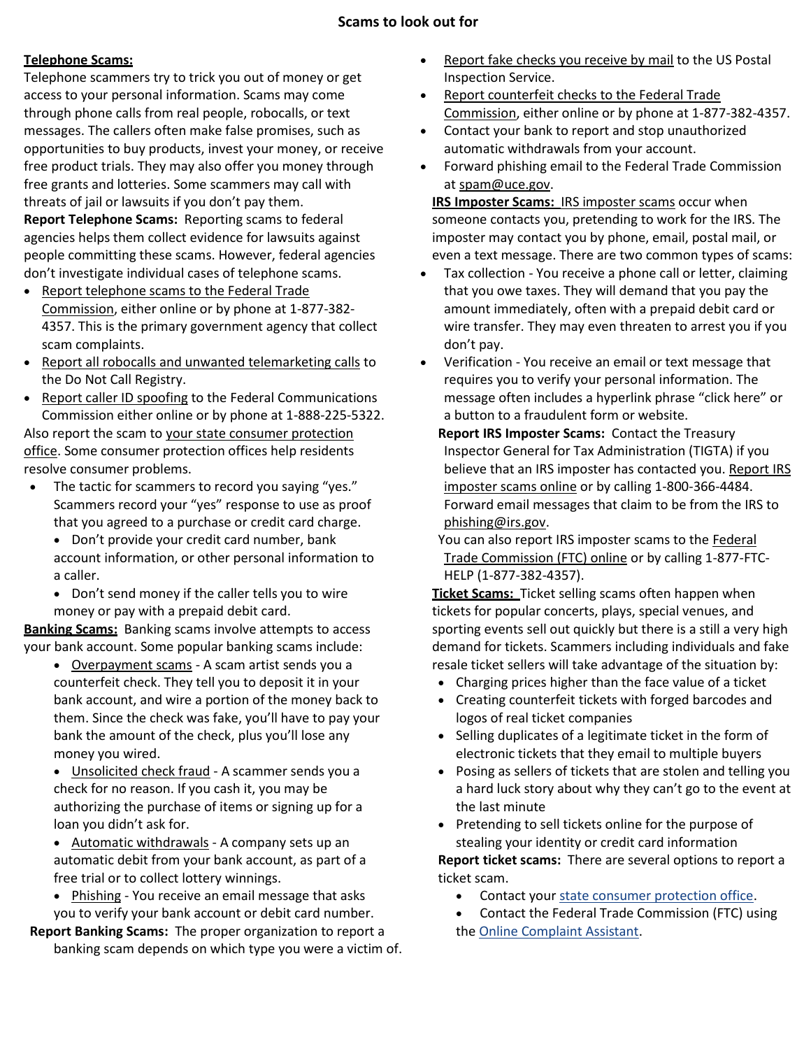## Scams to look out for

**Telephone Scams:**
Telephone scammers try to trick you out of money or get access to your personal information. Scams may come through phone calls from real people, robocalls, or text messages. The callers often make false promises, such as opportunities to buy products, invest your money, or receive free product trials. They may also offer you money through free grants and lotteries. Some scammers may call with threats of jail or lawsuits if you don't pay them.

**Report Telephone Scams:** Reporting scams to federal agencies helps them collect evidence for lawsuits against people committing these scams. However, federal agencies don't investigate individual cases of telephone scams.

- Report telephone scams to the Federal Trade Commission, either online or by phone at 1-877-382-4357. This is the primary government agency that collect scam complaints.
- Report all robocalls and unwanted telemarketing calls to the Do Not Call Registry.
- Report caller ID spoofing to the Federal Communications Commission either online or by phone at 1-888-225-5322.

Also report the scam to your state consumer protection office. Some consumer protection offices help residents resolve consumer problems.

- The tactic for scammers to record you saying "yes." Scammers record your "yes" response to use as proof that you agreed to a purchase or credit card charge.
  - Don't provide your credit card number, bank account information, or other personal information to a caller.
  - Don't send money if the caller tells you to wire money or pay with a prepaid debit card.

**Banking Scams:** Banking scams involve attempts to access your bank account. Some popular banking scams include:

- Overpayment scams - A scam artist sends you a counterfeit check. They tell you to deposit it in your bank account, and wire a portion of the money back to them. Since the check was fake, you'll have to pay your bank the amount of the check, plus you'll lose any money you wired.
- Unsolicited check fraud - A scammer sends you a check for no reason. If you cash it, you may be authorizing the purchase of items or signing up for a loan you didn't ask for.
- Automatic withdrawals - A company sets up an automatic debit from your bank account, as part of a free trial or to collect lottery winnings.
- Phishing - You receive an email message that asks you to verify your bank account or debit card number.

**Report Banking Scams:** The proper organization to report a banking scam depends on which type you were a victim of.

- Report fake checks you receive by mail to the US Postal Inspection Service.
- Report counterfeit checks to the Federal Trade Commission, either online or by phone at 1-877-382-4357.
- Contact your bank to report and stop unauthorized automatic withdrawals from your account.
- Forward phishing email to the Federal Trade Commission at spam@uce.gov.

**IRS Imposter Scams:** IRS imposter scams occur when someone contacts you, pretending to work for the IRS. The imposter may contact you by phone, email, postal mail, or even a text message. There are two common types of scams:

- Tax collection - You receive a phone call or letter, claiming that you owe taxes. They will demand that you pay the amount immediately, often with a prepaid debit card or wire transfer. They may even threaten to arrest you if you don't pay.
- Verification - You receive an email or text message that requires you to verify your personal information. The message often includes a hyperlink phrase "click here" or a button to a fraudulent form or website.

**Report IRS Imposter Scams:** Contact the Treasury Inspector General for Tax Administration (TIGTA) if you believe that an IRS imposter has contacted you. Report IRS imposter scams online or by calling 1-800-366-4484. Forward email messages that claim to be from the IRS to phishing@irs.gov.

You can also report IRS imposter scams to the Federal Trade Commission (FTC) online or by calling 1-877-FTC-HELP (1-877-382-4357).

**Ticket Scams:** Ticket selling scams often happen when tickets for popular concerts, plays, special venues, and sporting events sell out quickly but there is a still a very high demand for tickets. Scammers including individuals and fake resale ticket sellers will take advantage of the situation by:

- Charging prices higher than the face value of a ticket
- Creating counterfeit tickets with forged barcodes and logos of real ticket companies
- Selling duplicates of a legitimate ticket in the form of electronic tickets that they email to multiple buyers
- Posing as sellers of tickets that are stolen and telling you a hard luck story about why they can't go to the event at the last minute
- Pretending to sell tickets online for the purpose of stealing your identity or credit card information

**Report ticket scams:** There are several options to report a ticket scam.

- Contact your state consumer protection office.
- Contact the Federal Trade Commission (FTC) using the Online Complaint Assistant.